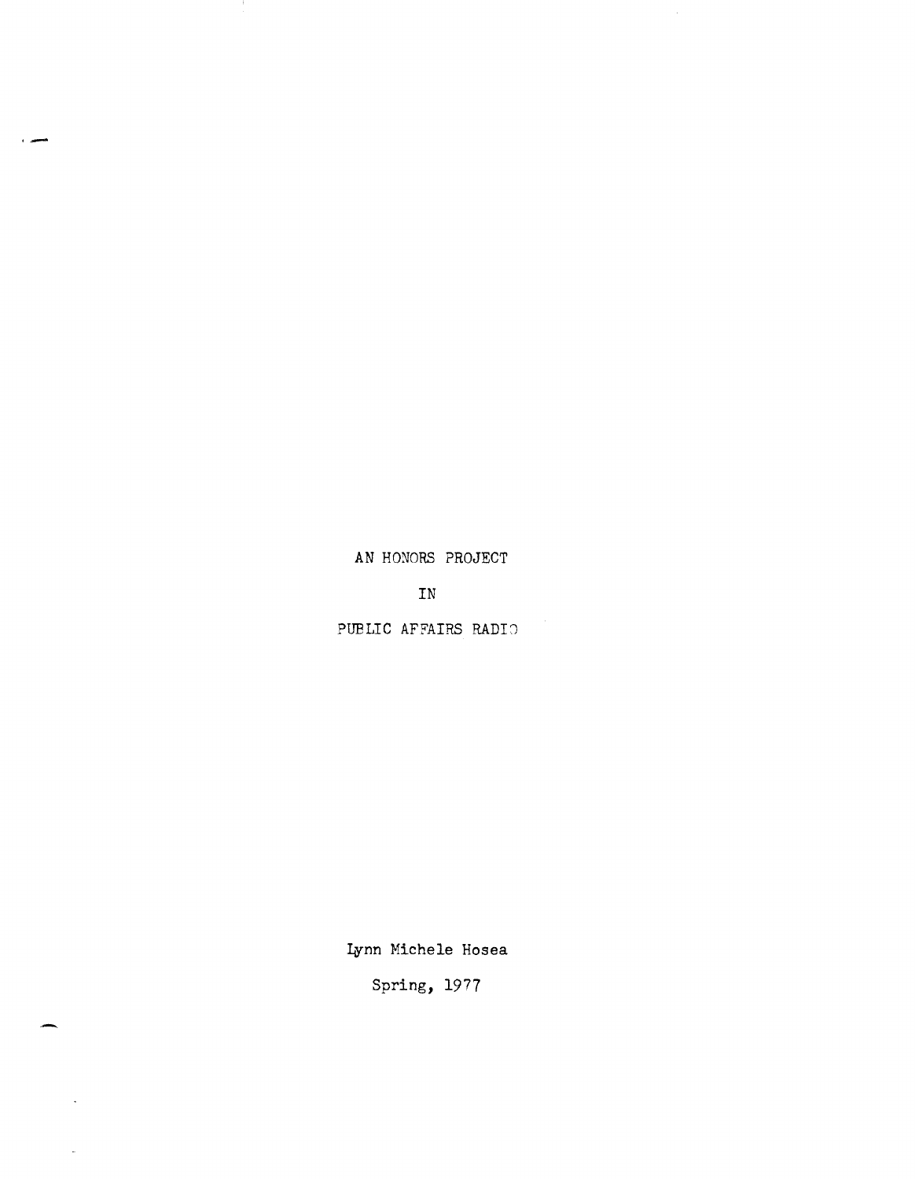# AN HONORS PROJECT

# IN

# PUBLIC AFFAIRS RADIO

Lynn Michele Hosea

Spring, 1977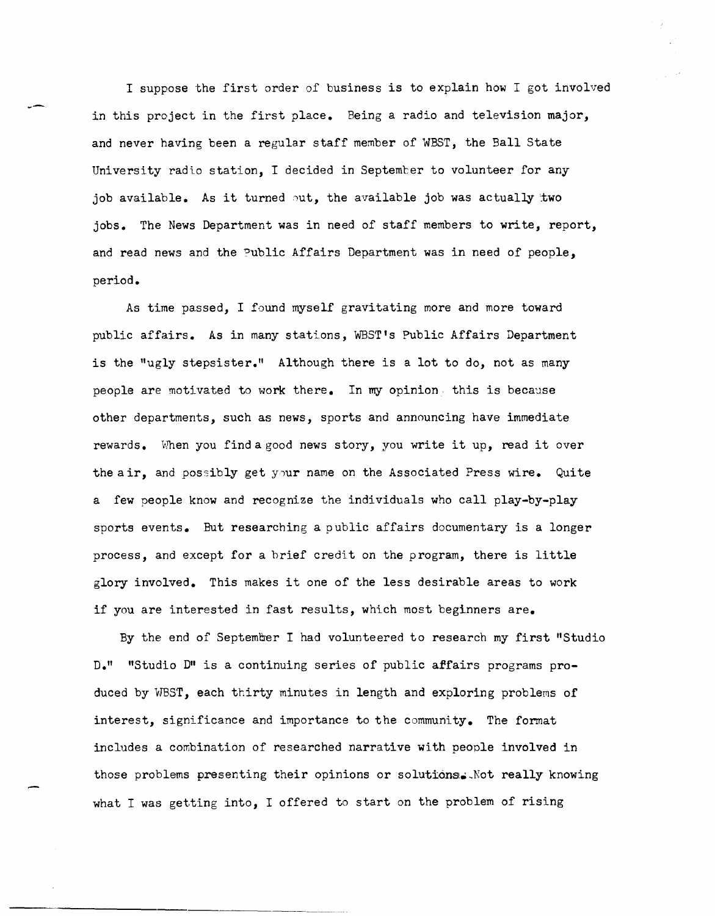I suppose the first order of business is to explain how I got involved in this project in the first place. Being a radio and television major, and never having been a regular staff member of WBST, the Ball State University radio station, I decided in September to volunteer for any job available. As it turned out, the available job was actually two jobs. The News Department was in need of staff members to write, report, and read news and the Public Affairs Department was in need of people, period.

As time passed, I found myself gravitating more and more toward public affairs. As in many stations, WBST's Public Affairs Department is the "ugly stepsister." Although there is a lot to do, not as many people are motivated to work there. In my opinion this is because other departments, such as news, sports and announcing have immediate rewards. When you find a good news story, you write it up, read it over the air, and possibly get your name on the Associated Press wire. Quite a few people know and recognize the individuals who call play-by-play sports events. But researching a public affairs documentary is a longer process, and except for a brief credit on the program, there is little glory involved. This makes it one of the less desirable areas to work if you are interested in fast results, which most beginners are.

By the end of September I had volunteered to research my first "Studio D." "Studio D" is a continuing series of public affairs programs produced by WBST, each thirty minutes in length and exploring problems of interest, significance and importance to the community. The format includes a combination of researched narrative with people involved in those problems presenting their opinions or solutions. Not really knowing what I was getting into, I offered to start on the problem of rising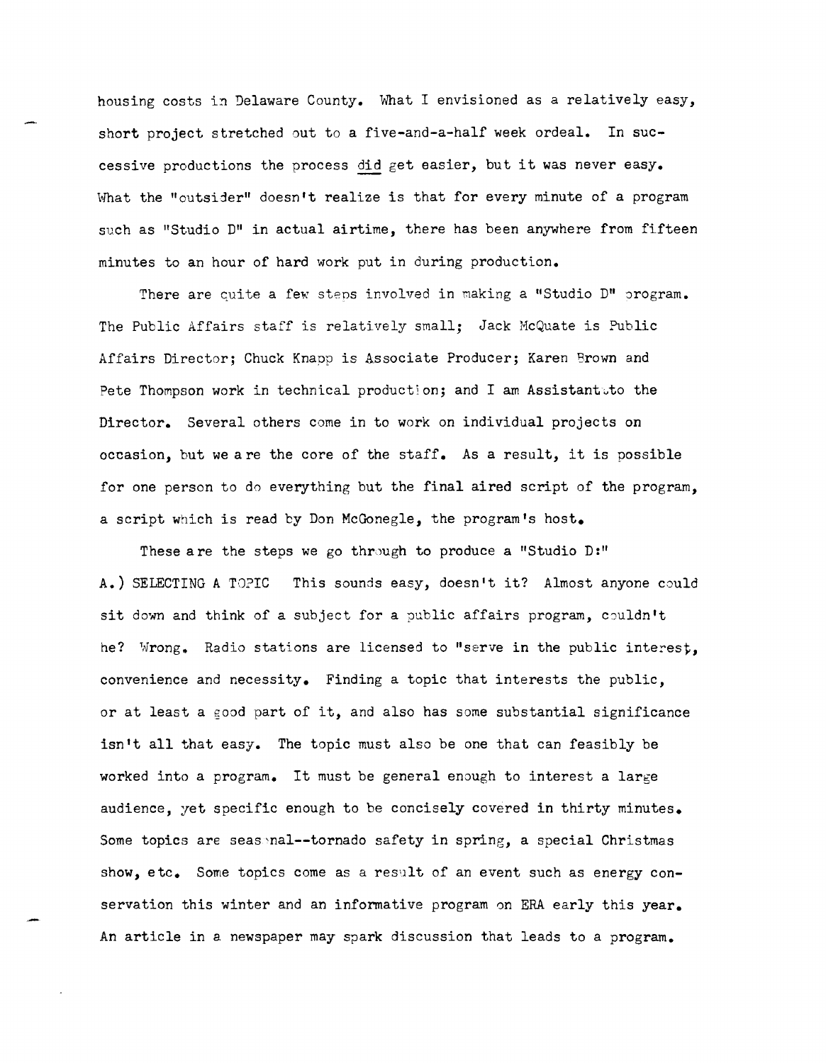housing costs in Delaware County. What I envisioned as a relatively easy, short project stretched out to a five-and-a-half week ordeal. In successive productions the process did get easier, but it was never easy. What the "outsider" doesn't realize is that for every minute of a program such as "Studio D" in actual airtime, there has been anywhere from fifteen minutes to an hour of hard work put in during production.

There are quite a few steps involved in making a "Studio D" program. The Public Affairs staff is relatively small; Jack McQuate is Public Affairs Director; Chuck Knapp is Associate Producer; Karen Brown and Pete Thompson work in technical production; and I am Assistant to the Director. Several others come in to work on individual projects on occasion, but we are the core of the staff. As a result, it is possible for one person to do everything but the final aired script of the program, a script which is read by Don McGonegle, the program's host.

These are the steps we go through to produce a "Studio D:"

A.) SELECTING A TOPIC This sounds easy, doesn't it? Almost anyone could sit down and think of a subject for a public affairs program, couldn't he? Wrong. Radio stations are licensed to "serve in the public interest, convenience and necessity. Finding a topic that interests the public, or at least a good part of it, and also has some substantial significance isn't all that easy. The topic must also be one that can feasibly be worked into a program. It must be general enough to interest a large audience, yet specific enough to be concisely covered in thirty minutes. Some topics are seasonal--tornado safety in spring, a special Christmas show, etc. Some topics come as a result of an event such as energy conservation this winter and an informative program on ERA early this year. An article in a newspaper may spark discussion that leads to a program.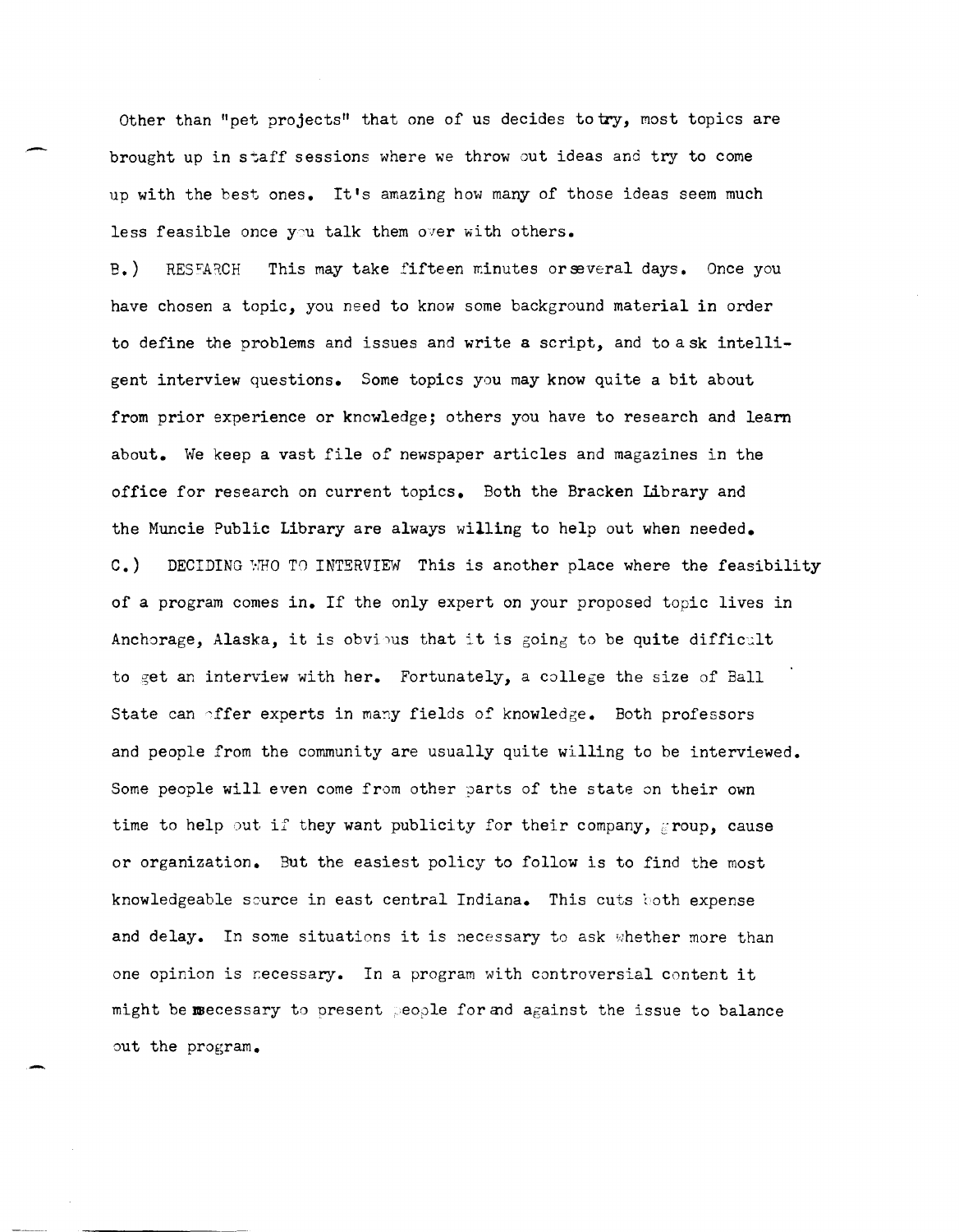Other than "pet projects" that one of us decides to try, most topics are brought up in staff sessions where we throw out ideas and try to come up with the best ones. It's amazing how many of those ideas seem much less feasible once you talk them over with others.

B.) RESEARCH This may take fifteen minutes or several days. Once you have chosen a topic, you need to know some background material in order to define the problems and issues and write a script, and to ask intelligent interview questions. Some topics you may know quite a bit about from prior experience or knowledge; others you have to research and learn about. We keep a vast file of newspaper articles and magazines in the office for research on current topics. Both the Bracken Library and the Muncie Public Library are always willing to help out when needed.

C.) DECIDING WHO TO INTERVIEW This is another place where the feasibility of a program comes in. If the only expert on your proposed topic lives in Anchorage, Alaska, it is obvious that it is going to be quite difficult to get an interview with her. Fortunately, a college the size of Ball State can offer experts in many fields of knowledge. Both professors and people from the community are usually quite willing to be interviewed. Some people will even come from other parts of the state on their own time to help out if they want publicity for their company, group, cause or organization. But the easiest policy to follow is to find the most knowledgeable source in east central Indiana. This cuts both expense and delay. In some situations it is necessary to ask whether more than one opinion is necessary. In a program with controversial content it might be necessary to present people for and against the issue to balance out the program.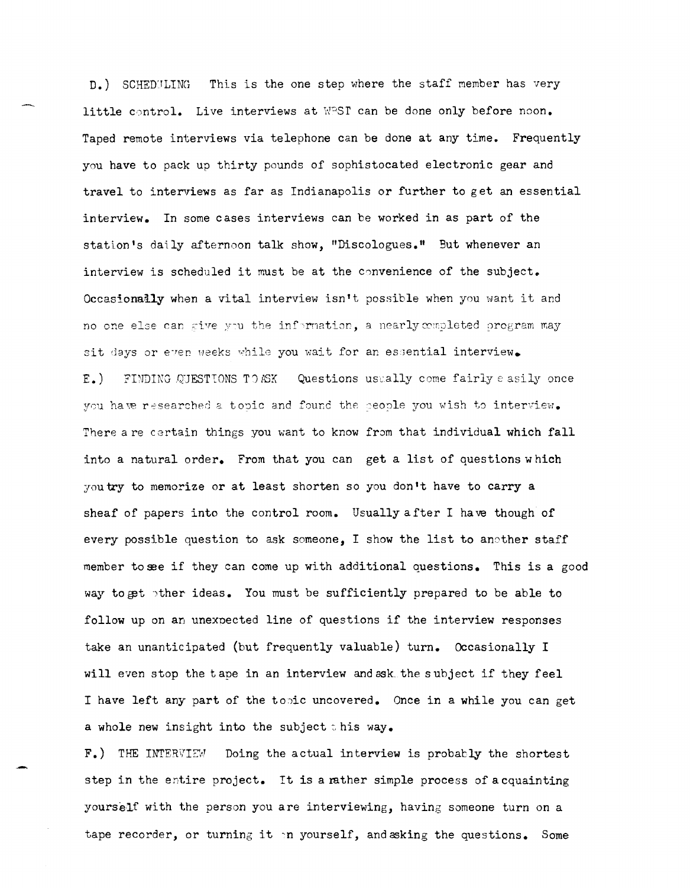D.) SCHEDULING This is the one step where the staff member has very little control. Live interviews at WPST can be done only before noon. Taped remote interviews via telephone can be done at any time. Frequently you have to pack up thirty pounds of sophistocated electronic gear and travel to interviews as far as Indianapolis or further to get an essential interview. In some cases interviews can be worked in as part of the station's daily afternoon talk show, "Discologues." But whenever an interview is scheduled it must be at the convenience of the subject. Occasionally when a vital interview isn't possible when you want it and no one else can give you the information, a nearly completed program may sit days or even weeks while you wait for an essential interview.

E.) FINDING QUESTIONS TO ASK Questions usually come fairly easily once you have researched a topic and found the people you wish to interview. There are certain things you want to know from that individual which fall into a natural order. From that you can get a list of questions which you try to memorize or at least shorten so you don't have to carry a sheaf of papers into the control room. Usually after I have though of every possible question to ask someone, I show the list to another staff member to see if they can come up with additional questions. This is a good way to get other ideas. You must be sufficiently prepared to be able to follow up on an unexpected line of questions if the interview responses take an unanticipated (but frequently valuable) turn. Occasionally I will even stop the tape in an interview and ask the subject if they feel I have left any part of the topic uncovered. Once in a while you can get a whole new insight into the subject this way.

F.) THE INTERVIEW Doing the actual interview is probably the shortest step in the entire project. It is a rather simple process of acquainting yourself with the person you are interviewing, having someone turn on a tape recorder, or turning it on yourself, and asking the questions. Some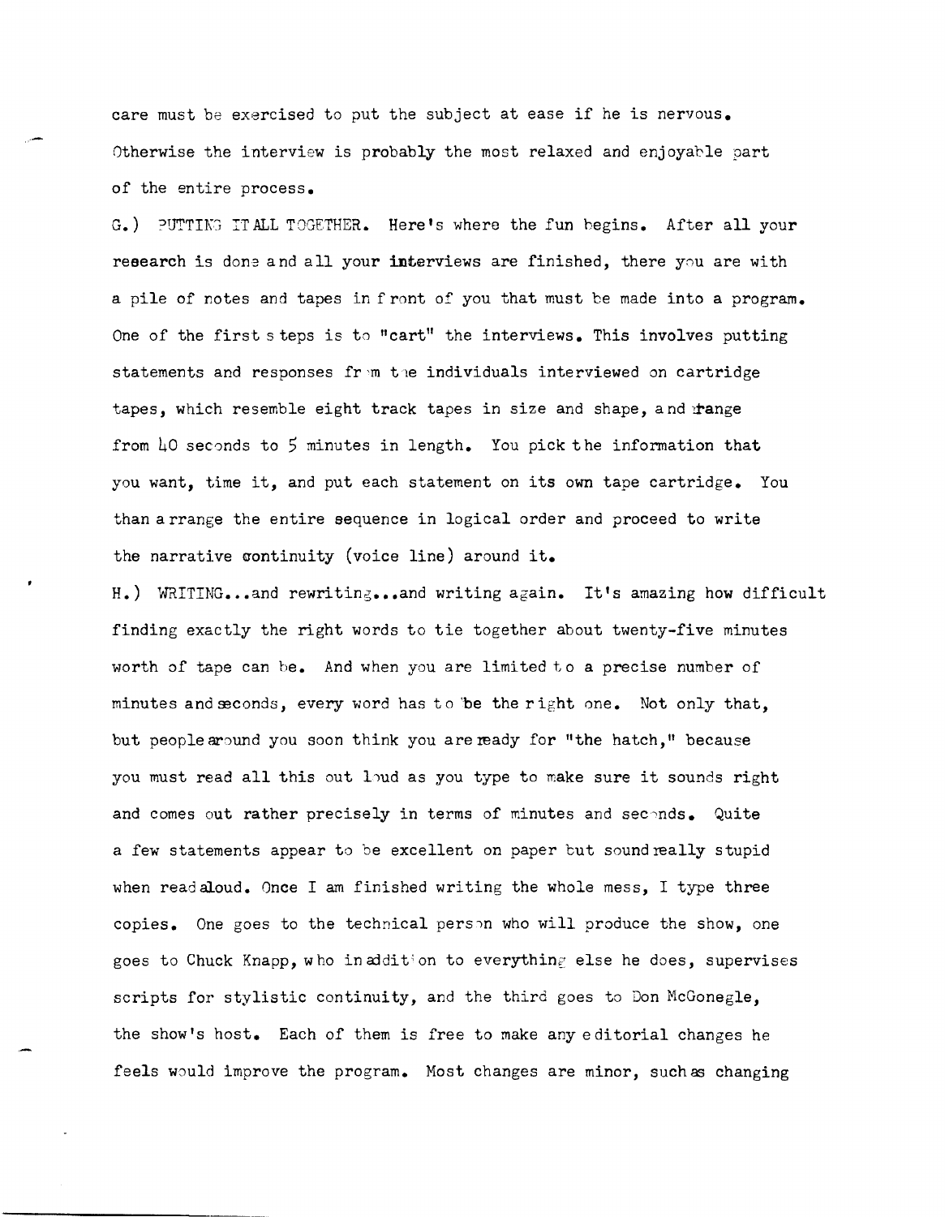care must be exercised to put the subject at ease if he is nervous. Otherwise the interview is probably the most relaxed and enjoyable part of the entire process.

G.) PUTTING IT ALL TOGETHER. Here's where the fun begins. After all your research is done and all your interviews are finished, there you are with a pile of notes and tapes in front of you that must be made into a program. One of the first steps is to "cart" the interviews. This involves putting statements and responses from the individuals interviewed on cartridge tapes, which resemble eight track tapes in size and shape, and range from 40 seconds to 5 minutes in length. You pick the information that you want, time it, and put each statement on its own tape cartridge. You than arrange the entire sequence in logical order and proceed to write the narrative continuity (voice line) around it.

H.) WRITING...and rewriting...and writing again. It's amazing how difficult finding exactly the right words to tie together about twenty-five minutes worth of tape can be. And when you are limited to a precise number of minutes and seconds, every word has to be the right one. Not only that, but people around you soon think you are ready for "the hatch," because you must read all this out loud as you type to make sure it sounds right and comes out rather precisely in terms of minutes and seconds. Quite a few statements appear to be excellent on paper but sound really stupid when read aloud. Once I am finished writing the whole mess, I type three copies. One goes to the technical person who will produce the show, one goes to Chuck Knapp, who in addition to everything else he does, supervises scripts for stylistic continuity, and the third goes to Don McGonegle, the show's host. Each of them is free to make any editorial changes he feels would improve the program. Most changes are minor, such as changing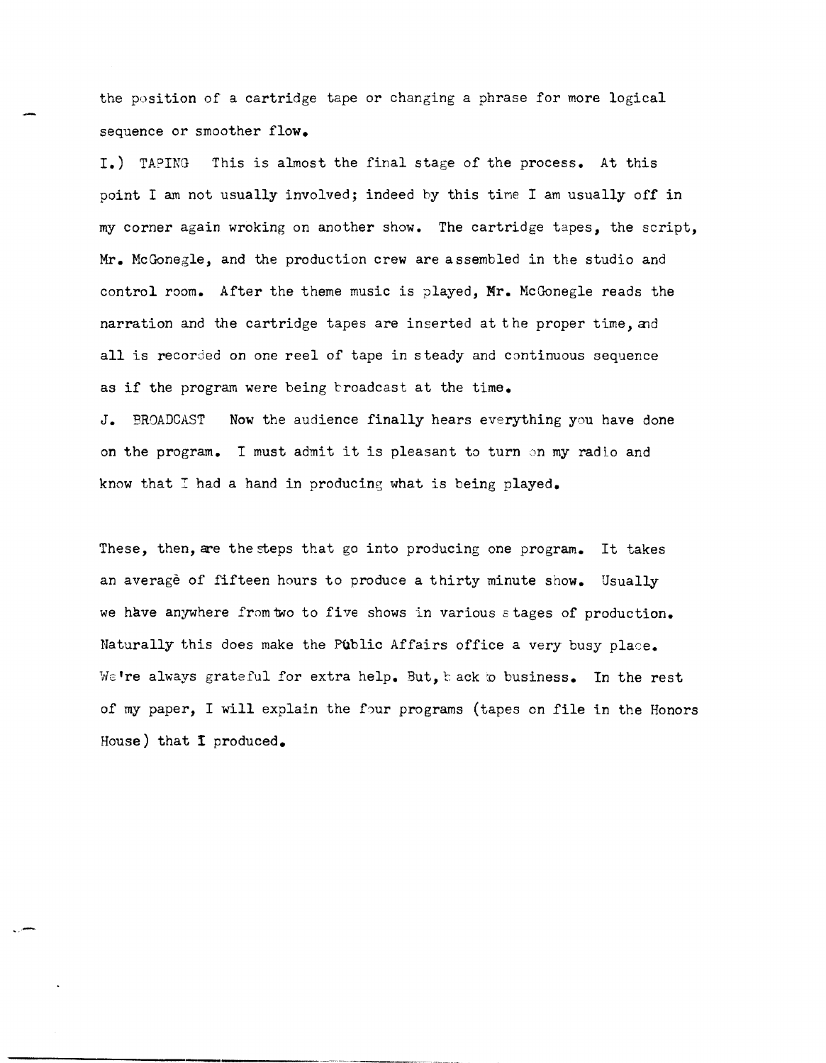the position of a cartridge tape or changing a phrase for more logical sequence or smoother flow.

I.) TAPING This is almost the final stage of the process. At this point I am not usually involved; indeed by this time I am usually off in my corner again wroking on another show. The cartridge tapes, the script, Mr. McGonegle, and the production crew are assembled in the studio and control room. After the theme music is played, Mr. McGonegle reads the narration and the cartridge tapes are inserted at the proper time, and all is recorded on one reel of tape in steady and continuous sequence as if the program were being broadcast at the time.

J. BROADCAST Now the audience finally hears everything you have done on the program. I must admit it is pleasant to turn on my radio and know that I had a hand in producing what is being played.

These, then, are the steps that go into producing one program. It takes an averagè of fifteen hours to produce a thirty minute show. Usually we hàve anywhere from two to five shows in various stages of production. Naturally this does make the Pùblic Affairs office a very busy place. We're always grateful for extra help. But, back to business. In the rest of my paper, I will explain the four programs (tapes on file in the Honors House) that I produced.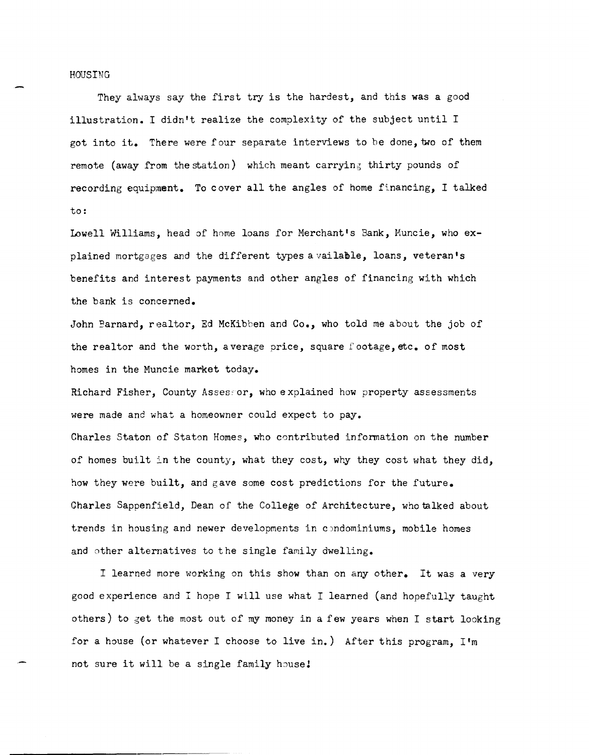HOUSING

They always say the first try is the hardest, and this was a good illustration. I didn't realize the complexity of the subject until I got into it. There were four separate interviews to be done, two of them remote (away from the station) which meant carrying thirty pounds of recording equipment. To cover all the angles of home financing, I talked to:

Lowell Williams, head of home loans for Merchant's Bank, Muncie, who explained mortgages and the different types available, loans, veteran's benefits and interest payments and other angles of financing with which the bank is concerned.

John Barnard, realtor, Ed McKibben and Co., who told me about the job of the realtor and the worth, average price, square footage, etc. of most homes in the Muncie market today.

Richard Fisher, County Assessor, who explained how property assessments were made and what a homeowner could expect to pay.

Charles Staton of Staton Homes, who contributed information on the number of homes built in the county, what they cost, why they cost what they did, how they were built, and gave some cost predictions for the future.

Charles Sappenfield, Dean of the College of Architecture, who talked about trends in housing and newer developments in condominiums, mobile homes and other alternatives to the single family dwelling.

I learned more working on this show than on any other. It was a very good experience and I hope I will use what I learned (and hopefully taught others) to get the most out of my money in a few years when I start looking for a house (or whatever I choose to live in.) After this program, I'm not sure it will be a single family house!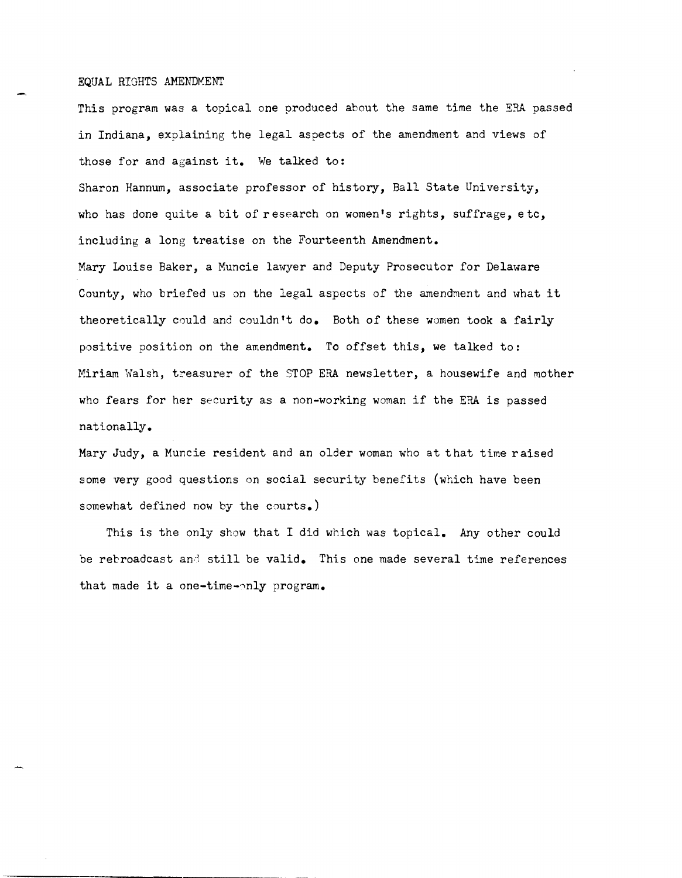# EQUAL RIGHTS AMENDMENT

This program was a topical one produced about the same time the ERA passed in Indiana, explaining the legal aspects of the amendment and views of those for and against it. We talked to:

Sharon Hannum, associate professor of history, Ball State University, who has done quite a bit of research on women's rights, suffrage, etc, including a long treatise on the Fourteenth Amendment.

Mary Louise Baker, a Muncie lawyer and Deputy Prosecutor for Delaware County, who briefed us on the legal aspects of the amendment and what it theoretically could and couldn't do. Both of these women took a fairly positive position on the amendment. To offset this, we talked to:

Miriam Walsh, treasurer of the STOP ERA newsletter, a housewife and mother who fears for her security as a non-working woman if the ERA is passed nationally.

Mary Judy, a Muncie resident and an older woman who at that time raised some very good questions on social security benefits (which have been somewhat defined now by the courts.)

This is the only show that I did which was topical. Any other could be rebroadcast and still be valid. This one made several time references that made it a one-time-only program.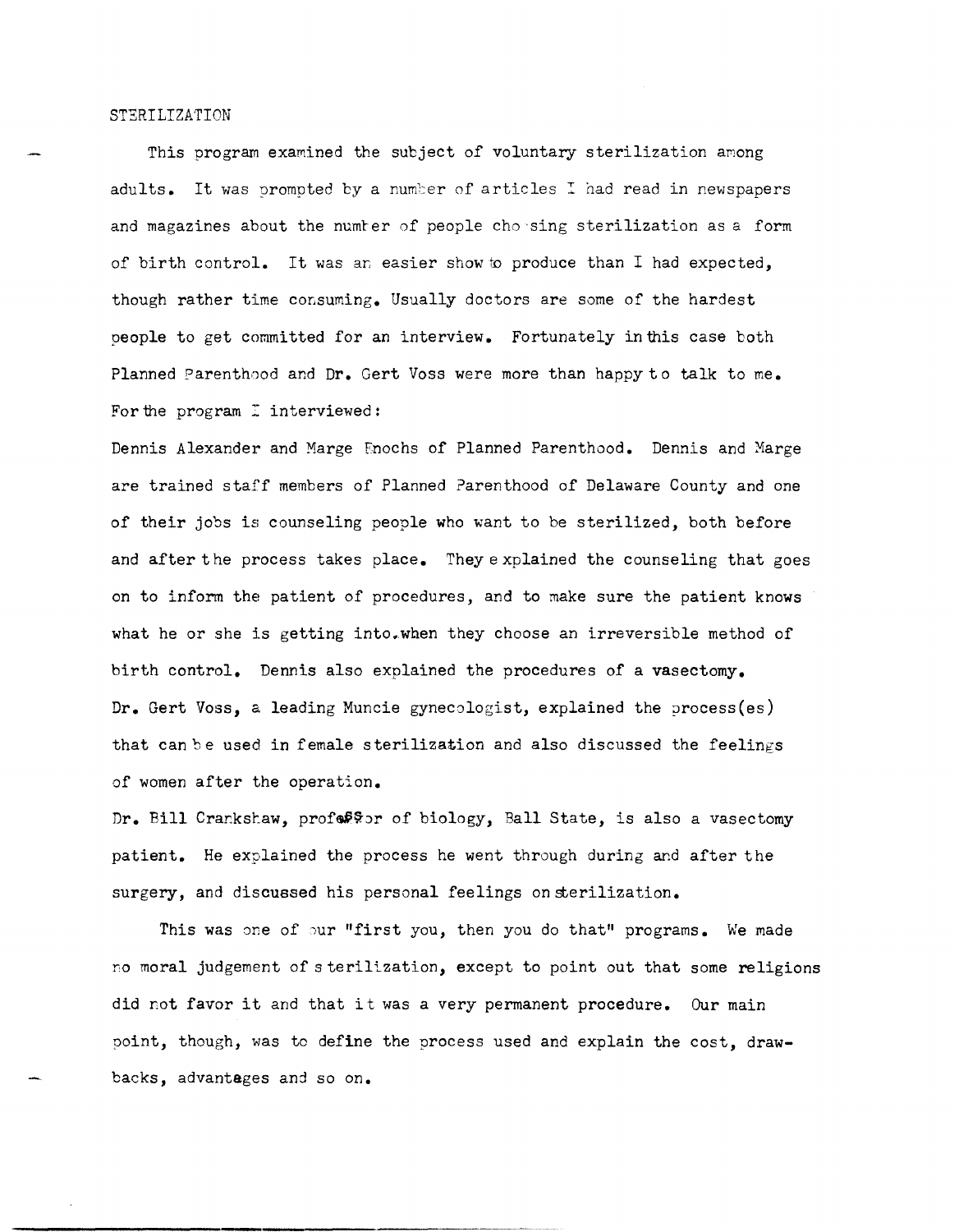STERILIZATION

This program examined the subject of voluntary sterilization among adults. It was prompted by a number of articles I had read in newspapers and magazines about the number of people choosing sterilization as a form of birth control. It was an easier show to produce than I had expected, though rather time consuming. Usually doctors are some of the hardest people to get committed for an interview. Fortunately in this case both Planned Parenthood and Dr. Gert Voss were more than happy to talk to me. For the program I interviewed:

Dennis Alexander and Marge Enochs of Planned Parenthood. Dennis and Marge are trained staff members of Planned Parenthood of Delaware County and one of their jobs is counseling people who want to be sterilized, both before and after the process takes place. They explained the counseling that goes on to inform the patient of procedures, and to make sure the patient knows what he or she is getting into when they choose an irreversible method of birth control. Dennis also explained the procedures of a vasectomy.

Dr. Gert Voss, a leading Muncie gynecologist, explained the process(es) that can be used in female sterilization and also discussed the feelings of women after the operation.

Dr. Bill Crankshaw, professor of biology, Ball State, is also a vasectomy patient. He explained the process he went through during and after the surgery, and discussed his personal feelings on sterilization.

This was one of our "first you, then you do that" programs. We made no moral judgement of sterilization, except to point out that some religions did not favor it and that it was a very permanent procedure. Our main point, though, was to define the process used and explain the cost, drawbacks, advantages and so on.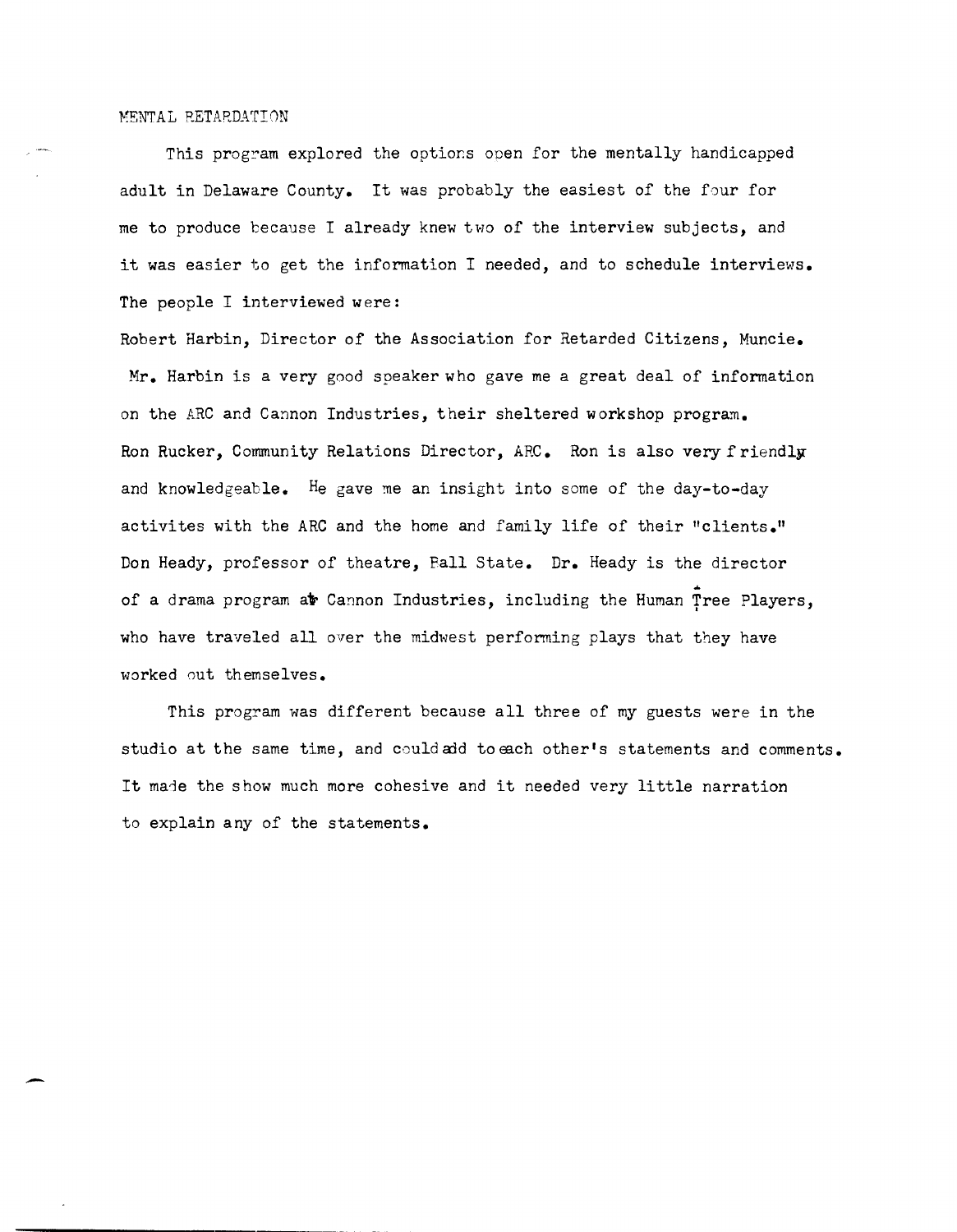MENTAL RETARDATION

This program explored the options open for the mentally handicapped adult in Delaware County. It was probably the easiest of the four for me to produce because I already knew two of the interview subjects, and it was easier to get the information I needed, and to schedule interviews. The people I interviewed were:

Robert Harbin, Director of the Association for Retarded Citizens, Muncie. Mr. Harbin is a very good speaker who gave me a great deal of information on the ARC and Cannon Industries, their sheltered workshop program.

Ron Rucker, Community Relations Director, ARC. Ron is also very friendly and knowledgeable. He gave me an insight into some of the day-to-day activites with the ARC and the home and family life of their "clients."

Don Heady, professor of theatre, Ball State. Dr. Heady is the director of a drama program at Cannon Industries, including the Human Tree Players, who have traveled all over the midwest performing plays that they have worked out themselves.

This program was different because all three of my guests were in the studio at the same time, and could add to each other's statements and comments. It made the show much more cohesive and it needed very little narration to explain any of the statements.